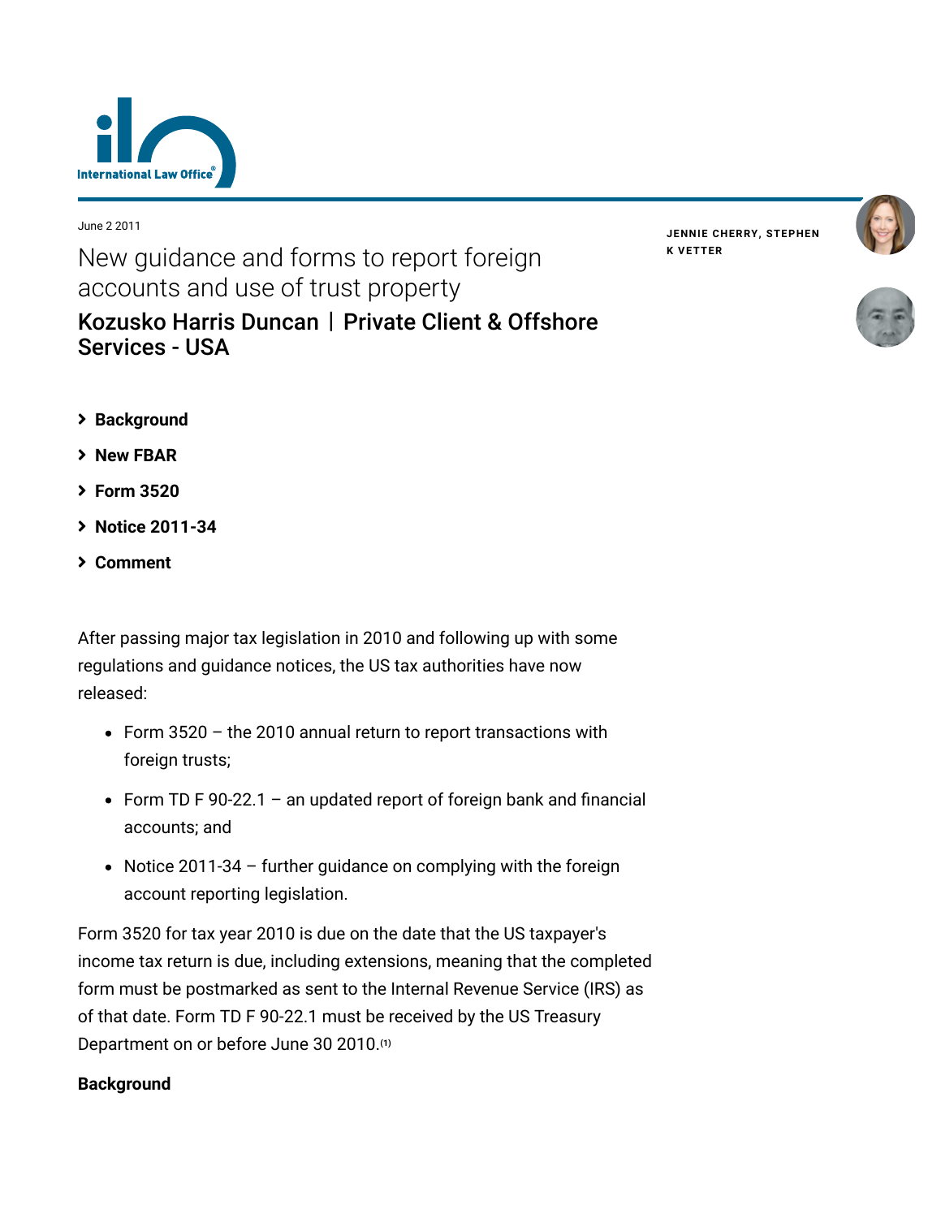June 2 2011

# New guidance and forms to report foreign accounts and use of trust property

## Kozusko Harris Duncan | Private Client & Offshore Services - USA

JENNIE CHERRY, STEPHEN K VETTER

- Background
- New FBAR
- Form 3520
- Notice 2011-34
- Comment

After passing major tax legislation in 2010 and following up with some regulations and guidance notices, the US tax authorities have now released:

- Form 3520 – the 2010 annual return to report transactions with foreign trusts;
- Form TD F 90-22.1 – an updated report of foreign bank and financial accounts; and
- Notice 2011-34 – further guidance on complying with the foreign account reporting legislation.

Form 3520 for tax year 2010 is due on the date that the US taxpayer's income tax return is due, including extensions, meaning that the completed form must be postmarked as sent to the Internal Revenue Service (IRS) as of that date. Form TD F 90-22.1 must be received by the US Treasury Department on or before June 30 2010.(1)

**Background**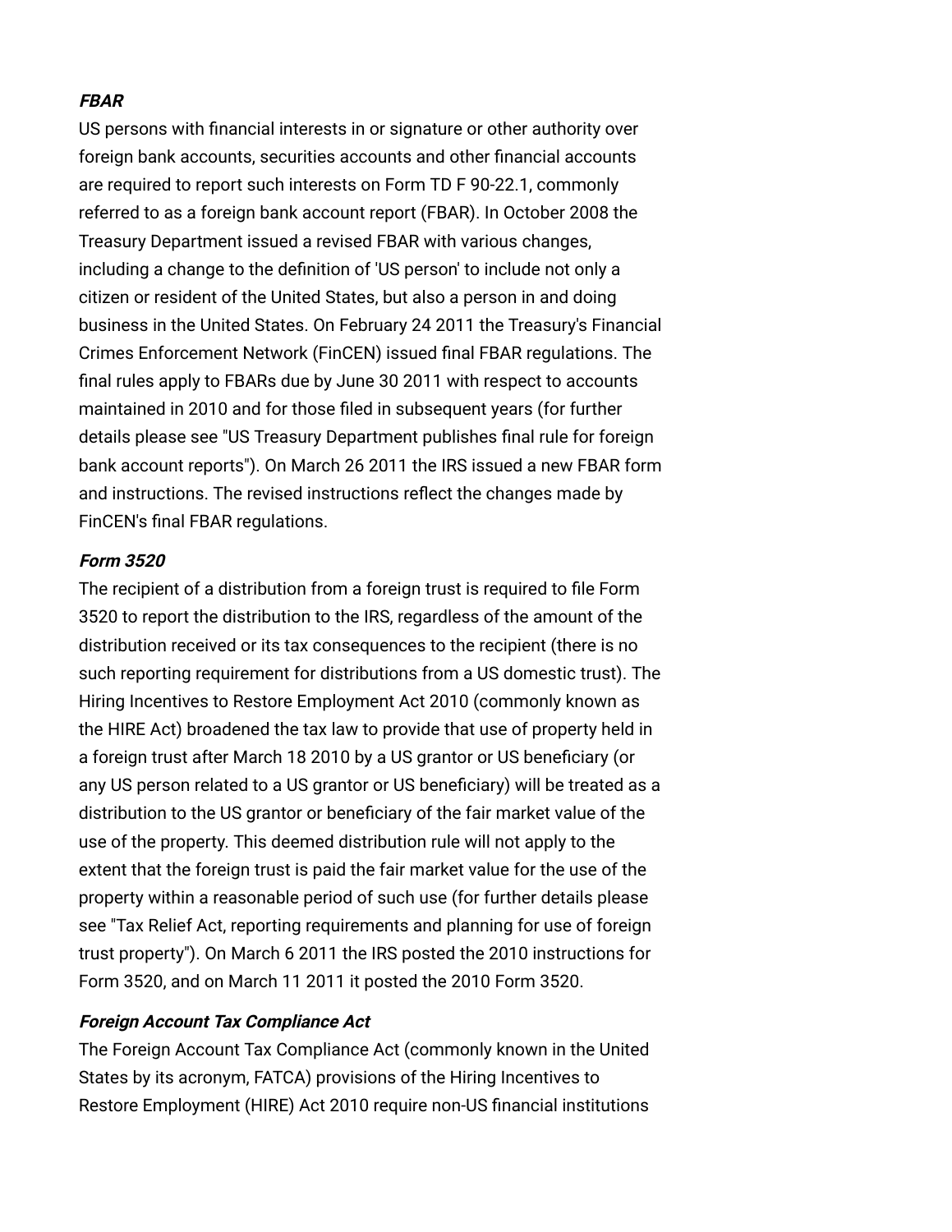***FBAR***

US persons with financial interests in or signature or other authority over foreign bank accounts, securities accounts and other financial accounts are required to report such interests on Form TD F 90-22.1, commonly referred to as a foreign bank account report (FBAR). In October 2008 the Treasury Department issued a revised FBAR with various changes, including a change to the definition of 'US person' to include not only a citizen or resident of the United States, but also a person in and doing business in the United States. On February 24 2011 the Treasury's Financial Crimes Enforcement Network (FinCEN) issued final FBAR regulations. The final rules apply to FBARs due by June 30 2011 with respect to accounts maintained in 2010 and for those filed in subsequent years (for further details please see "US Treasury Department publishes final rule for foreign bank account reports"). On March 26 2011 the IRS issued a new FBAR form and instructions. The revised instructions reflect the changes made by FinCEN's final FBAR regulations.

***Form 3520***

The recipient of a distribution from a foreign trust is required to file Form 3520 to report the distribution to the IRS, regardless of the amount of the distribution received or its tax consequences to the recipient (there is no such reporting requirement for distributions from a US domestic trust). The Hiring Incentives to Restore Employment Act 2010 (commonly known as the HIRE Act) broadened the tax law to provide that use of property held in a foreign trust after March 18 2010 by a US grantor or US beneficiary (or any US person related to a US grantor or US beneficiary) will be treated as a distribution to the US grantor or beneficiary of the fair market value of the use of the property. This deemed distribution rule will not apply to the extent that the foreign trust is paid the fair market value for the use of the property within a reasonable period of such use (for further details please see "Tax Relief Act, reporting requirements and planning for use of foreign trust property"). On March 6 2011 the IRS posted the 2010 instructions for Form 3520, and on March 11 2011 it posted the 2010 Form 3520.

***Foreign Account Tax Compliance Act***

The Foreign Account Tax Compliance Act (commonly known in the United States by its acronym, FATCA) provisions of the Hiring Incentives to Restore Employment (HIRE) Act 2010 require non-US financial institutions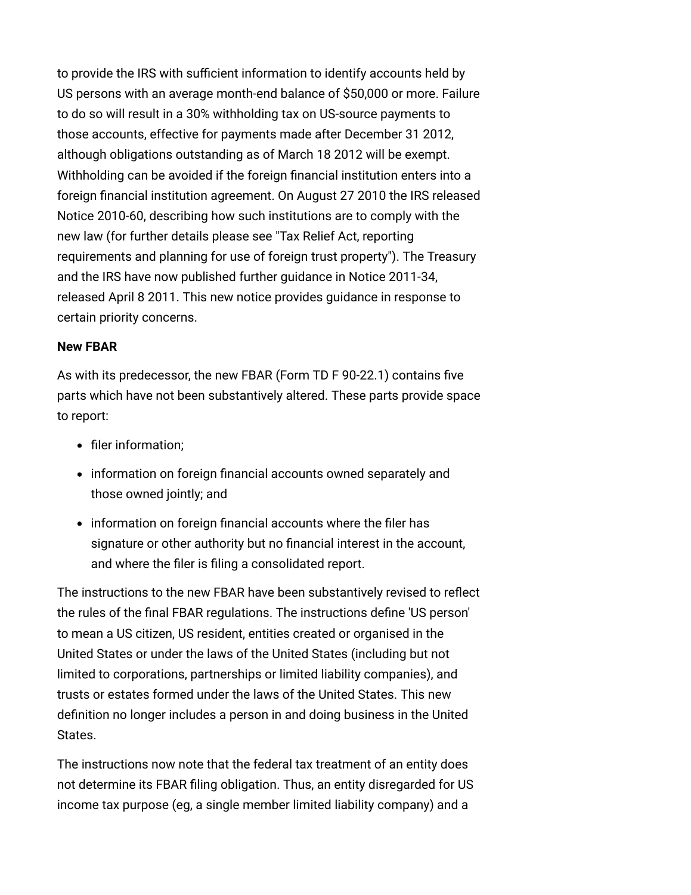to provide the IRS with sufficient information to identify accounts held by US persons with an average month-end balance of $50,000 or more. Failure to do so will result in a 30% withholding tax on US-source payments to those accounts, effective for payments made after December 31 2012, although obligations outstanding as of March 18 2012 will be exempt. Withholding can be avoided if the foreign financial institution enters into a foreign financial institution agreement. On August 27 2010 the IRS released Notice 2010-60, describing how such institutions are to comply with the new law (for further details please see "Tax Relief Act, reporting requirements and planning for use of foreign trust property"). The Treasury and the IRS have now published further guidance in Notice 2011-34, released April 8 2011. This new notice provides guidance in response to certain priority concerns.

**New FBAR**

As with its predecessor, the new FBAR (Form TD F 90-22.1) contains five parts which have not been substantively altered. These parts provide space to report:

- filer information;
- information on foreign financial accounts owned separately and those owned jointly; and
- information on foreign financial accounts where the filer has signature or other authority but no financial interest in the account, and where the filer is filing a consolidated report.

The instructions to the new FBAR have been substantively revised to reflect the rules of the final FBAR regulations. The instructions define 'US person' to mean a US citizen, US resident, entities created or organised in the United States or under the laws of the United States (including but not limited to corporations, partnerships or limited liability companies), and trusts or estates formed under the laws of the United States. This new definition no longer includes a person in and doing business in the United States.

The instructions now note that the federal tax treatment of an entity does not determine its FBAR filing obligation. Thus, an entity disregarded for US income tax purpose (eg, a single member limited liability company) and a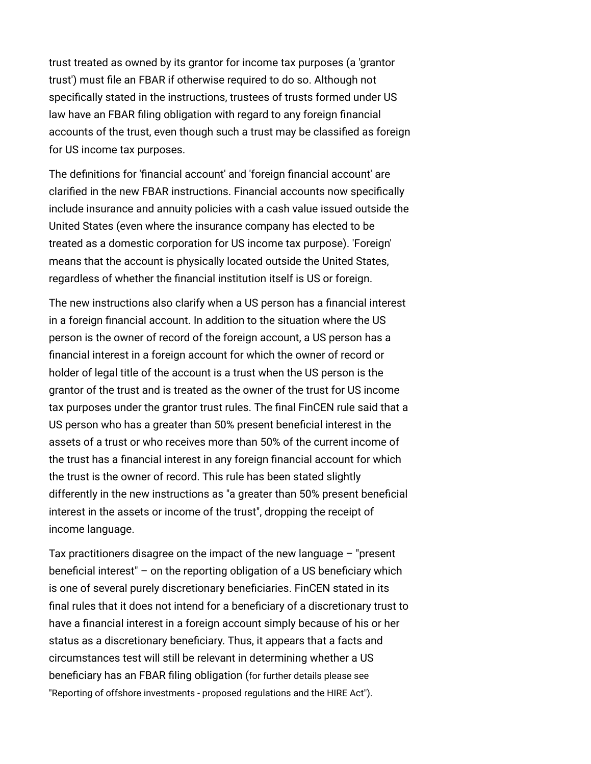trust treated as owned by its grantor for income tax purposes (a 'grantor trust') must file an FBAR if otherwise required to do so. Although not specifically stated in the instructions, trustees of trusts formed under US law have an FBAR filing obligation with regard to any foreign financial accounts of the trust, even though such a trust may be classified as foreign for US income tax purposes.

The definitions for 'financial account' and 'foreign financial account' are clarified in the new FBAR instructions. Financial accounts now specifically include insurance and annuity policies with a cash value issued outside the United States (even where the insurance company has elected to be treated as a domestic corporation for US income tax purpose). 'Foreign' means that the account is physically located outside the United States, regardless of whether the financial institution itself is US or foreign.

The new instructions also clarify when a US person has a financial interest in a foreign financial account. In addition to the situation where the US person is the owner of record of the foreign account, a US person has a financial interest in a foreign account for which the owner of record or holder of legal title of the account is a trust when the US person is the grantor of the trust and is treated as the owner of the trust for US income tax purposes under the grantor trust rules. The final FinCEN rule said that a US person who has a greater than 50% present beneficial interest in the assets of a trust or who receives more than 50% of the current income of the trust has a financial interest in any foreign financial account for which the trust is the owner of record. This rule has been stated slightly differently in the new instructions as "a greater than 50% present beneficial interest in the assets or income of the trust", dropping the receipt of income language.

Tax practitioners disagree on the impact of the new language – "present beneficial interest" – on the reporting obligation of a US beneficiary which is one of several purely discretionary beneficiaries. FinCEN stated in its final rules that it does not intend for a beneficiary of a discretionary trust to have a financial interest in a foreign account simply because of his or her status as a discretionary beneficiary. Thus, it appears that a facts and circumstances test will still be relevant in determining whether a US beneficiary has an FBAR filing obligation (for further details please see "Reporting of offshore investments - proposed regulations and the HIRE Act").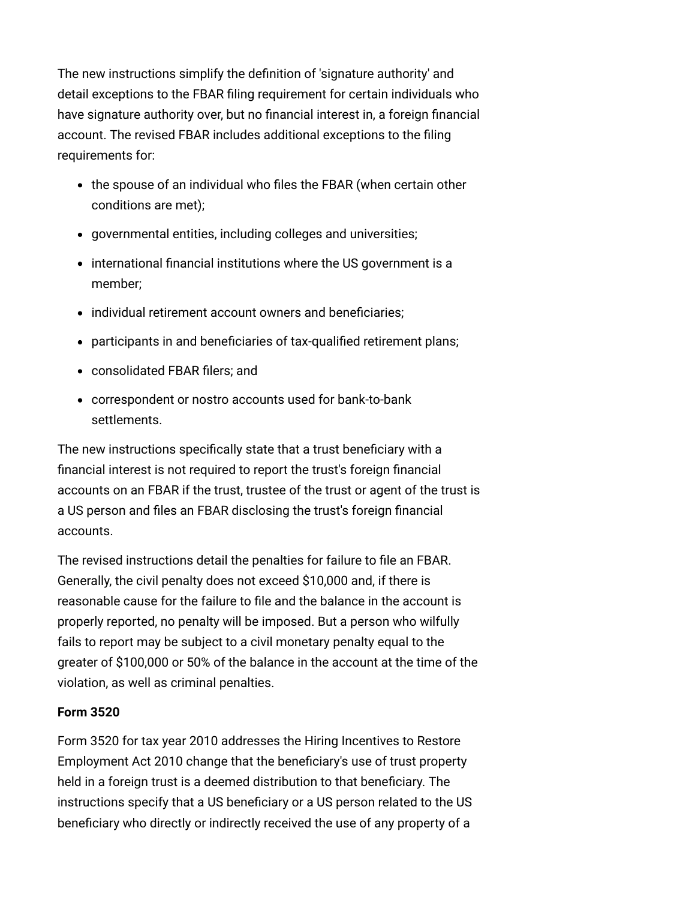The new instructions simplify the definition of 'signature authority' and detail exceptions to the FBAR filing requirement for certain individuals who have signature authority over, but no financial interest in, a foreign financial account. The revised FBAR includes additional exceptions to the filing requirements for:

- the spouse of an individual who files the FBAR (when certain other conditions are met);
- governmental entities, including colleges and universities;
- international financial institutions where the US government is a member;
- individual retirement account owners and beneficiaries;
- participants in and beneficiaries of tax-qualified retirement plans;
- consolidated FBAR filers; and
- correspondent or nostro accounts used for bank-to-bank settlements.

The new instructions specifically state that a trust beneficiary with a financial interest is not required to report the trust's foreign financial accounts on an FBAR if the trust, trustee of the trust or agent of the trust is a US person and files an FBAR disclosing the trust's foreign financial accounts.

The revised instructions detail the penalties for failure to file an FBAR. Generally, the civil penalty does not exceed $10,000 and, if there is reasonable cause for the failure to file and the balance in the account is properly reported, no penalty will be imposed. But a person who wilfully fails to report may be subject to a civil monetary penalty equal to the greater of $100,000 or 50% of the balance in the account at the time of the violation, as well as criminal penalties.

**Form 3520**

Form 3520 for tax year 2010 addresses the Hiring Incentives to Restore Employment Act 2010 change that the beneficiary's use of trust property held in a foreign trust is a deemed distribution to that beneficiary. The instructions specify that a US beneficiary or a US person related to the US beneficiary who directly or indirectly received the use of any property of a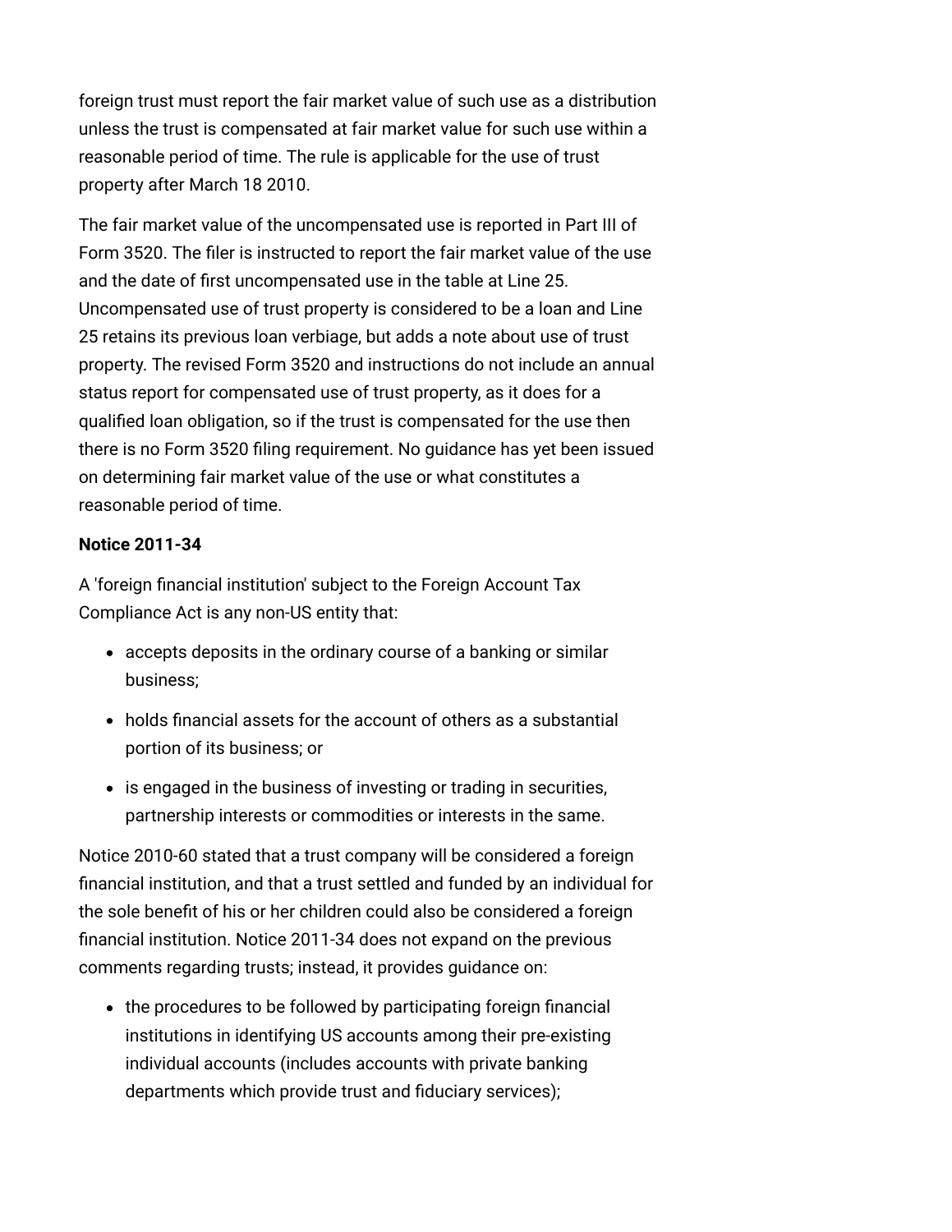foreign trust must report the fair market value of such use as a distribution unless the trust is compensated at fair market value for such use within a reasonable period of time. The rule is applicable for the use of trust property after March 18 2010.

The fair market value of the uncompensated use is reported in Part III of Form 3520. The filer is instructed to report the fair market value of the use and the date of first uncompensated use in the table at Line 25. Uncompensated use of trust property is considered to be a loan and Line 25 retains its previous loan verbiage, but adds a note about use of trust property. The revised Form 3520 and instructions do not include an annual status report for compensated use of trust property, as it does for a qualified loan obligation, so if the trust is compensated for the use then there is no Form 3520 filing requirement. No guidance has yet been issued on determining fair market value of the use or what constitutes a reasonable period of time.

**Notice 2011-34**

A 'foreign financial institution' subject to the Foreign Account Tax Compliance Act is any non-US entity that:

- accepts deposits in the ordinary course of a banking or similar business;
- holds financial assets for the account of others as a substantial portion of its business; or
- is engaged in the business of investing or trading in securities, partnership interests or commodities or interests in the same.

Notice 2010-60 stated that a trust company will be considered a foreign financial institution, and that a trust settled and funded by an individual for the sole benefit of his or her children could also be considered a foreign financial institution. Notice 2011-34 does not expand on the previous comments regarding trusts; instead, it provides guidance on:

- the procedures to be followed by participating foreign financial institutions in identifying US accounts among their pre-existing individual accounts (includes accounts with private banking departments which provide trust and fiduciary services);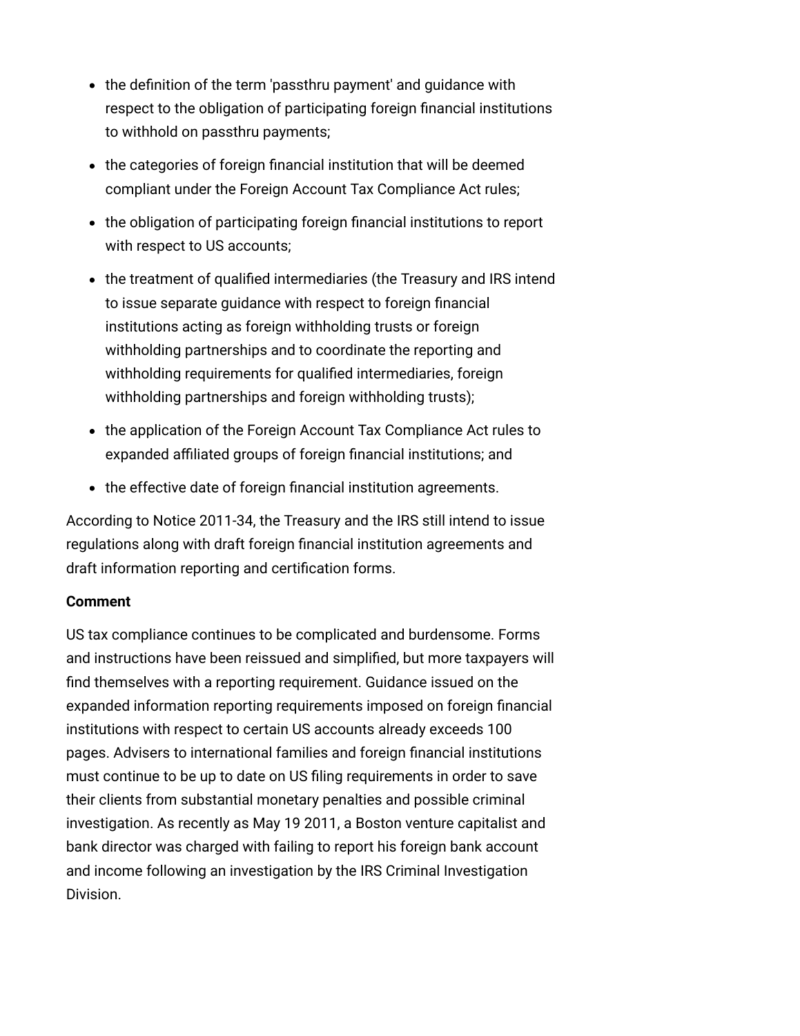- the definition of the term 'passthru payment' and guidance with respect to the obligation of participating foreign financial institutions to withhold on passthru payments;
- the categories of foreign financial institution that will be deemed compliant under the Foreign Account Tax Compliance Act rules;
- the obligation of participating foreign financial institutions to report with respect to US accounts;
- the treatment of qualified intermediaries (the Treasury and IRS intend to issue separate guidance with respect to foreign financial institutions acting as foreign withholding trusts or foreign withholding partnerships and to coordinate the reporting and withholding requirements for qualified intermediaries, foreign withholding partnerships and foreign withholding trusts);
- the application of the Foreign Account Tax Compliance Act rules to expanded affiliated groups of foreign financial institutions; and
- the effective date of foreign financial institution agreements.

According to Notice 2011-34, the Treasury and the IRS still intend to issue regulations along with draft foreign financial institution agreements and draft information reporting and certification forms.

**Comment**

US tax compliance continues to be complicated and burdensome. Forms and instructions have been reissued and simplified, but more taxpayers will find themselves with a reporting requirement. Guidance issued on the expanded information reporting requirements imposed on foreign financial institutions with respect to certain US accounts already exceeds 100 pages. Advisers to international families and foreign financial institutions must continue to be up to date on US filing requirements in order to save their clients from substantial monetary penalties and possible criminal investigation. As recently as May 19 2011, a Boston venture capitalist and bank director was charged with failing to report his foreign bank account and income following an investigation by the IRS Criminal Investigation Division.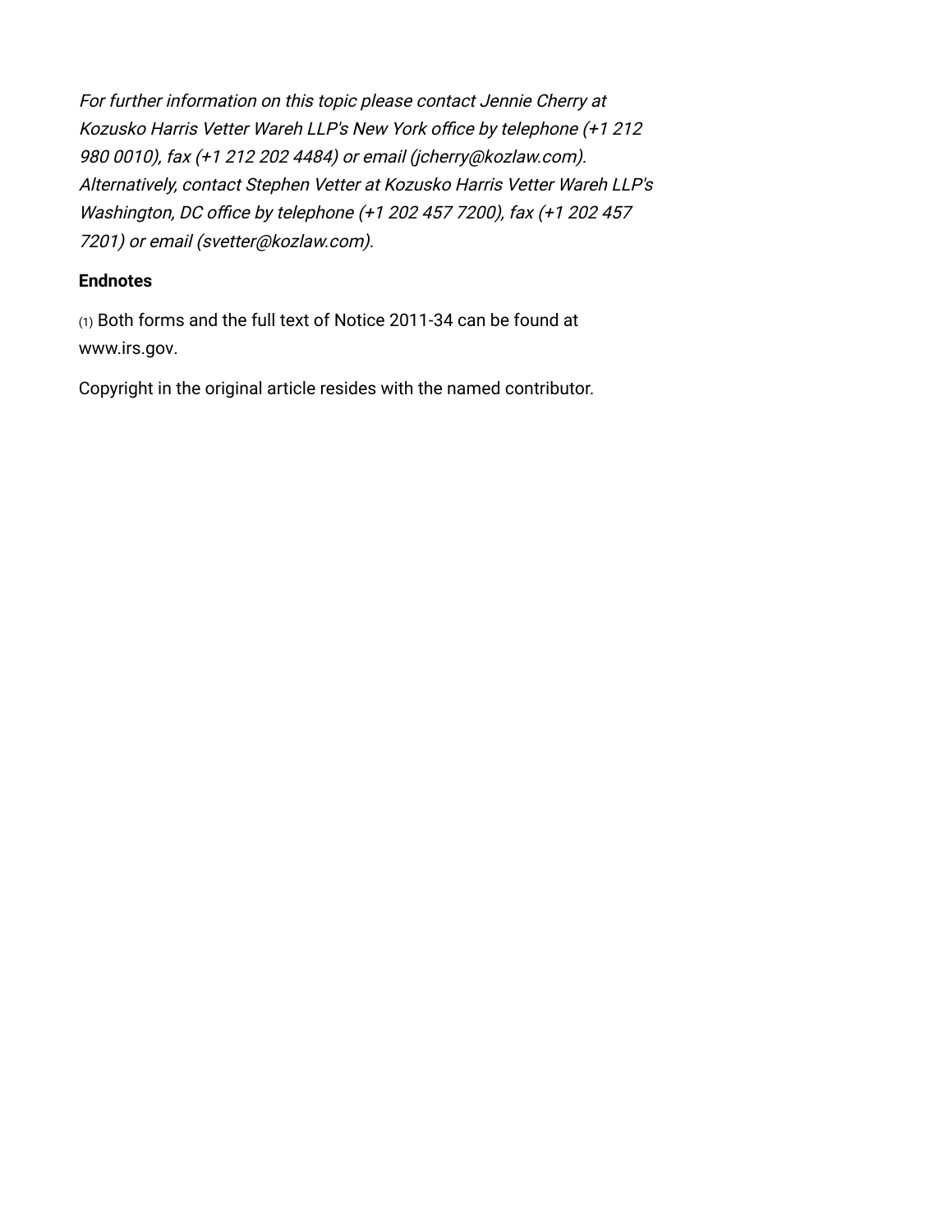*For further information on this topic please contact Jennie Cherry at Kozusko Harris Vetter Wareh LLP's New York office by telephone (+1 212 980 0010), fax (+1 212 202 4484) or email (jcherry@kozlaw.com). Alternatively, contact Stephen Vetter at Kozusko Harris Vetter Wareh LLP's Washington, DC office by telephone (+1 202 457 7200), fax (+1 202 457 7201) or email (svetter@kozlaw.com).*

**Endnotes**

(1) Both forms and the full text of Notice 2011-34 can be found at www.irs.gov.

Copyright in the original article resides with the named contributor.